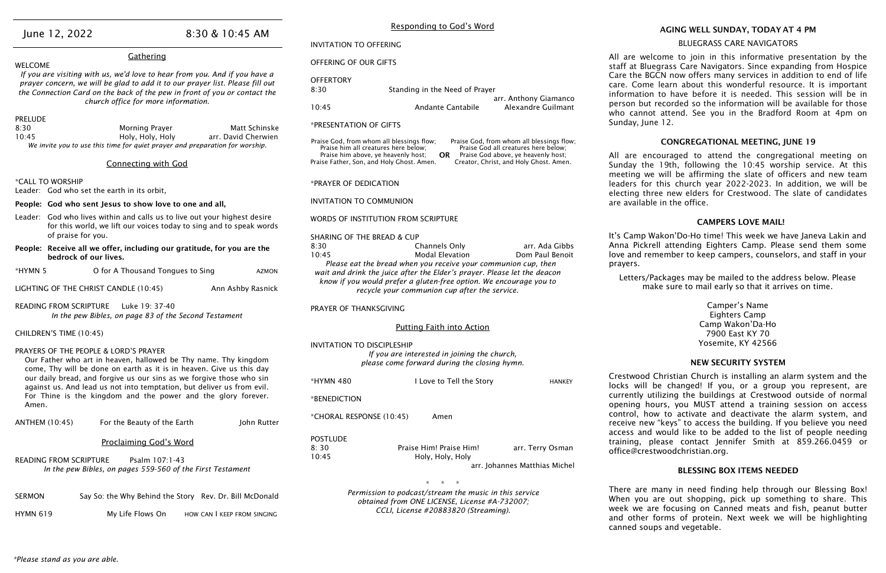June 12, 2022 — 8:30 & 10:45 AM

## Gathering

WELCOME

*If you are visiting with us, we'd love to hear from you. And if you have a prayer concern, we will be glad to add it to our prayer list. Please fill out the Connection Card on the back of the pew in front of you or contact the church office for more information.*

PRELUDE

| | | |
|---|---|---|
| 8:30 | Morning Prayer | Matt Schinske |
| 10:45 | Holy, Holy, Holy | arr. David Cherwien |

*We invite you to use this time for quiet prayer and preparation for worship.*

## Connecting with God

*CALL TO WORSHIP

Leader: God who set the earth in its orbit,

**People: God who sent Jesus to show love to one and all,**

Leader: God who lives within and calls us to live out your highest desire for this world, we lift our voices today to sing and to speak words of praise for you.

**People: Receive all we offer, including our gratitude, for you are the bedrock of our lives.**

*HYMN 5 — O for A Thousand Tongues to Sing — AZMON

LIGHTING OF THE CHRIST CANDLE (10:45) — Ann Ashby Rasnick

READING FROM SCRIPTURE — Luke 19: 37-40

*In the pew Bibles, on page 83 of the Second Testament*

CHILDREN'S TIME (10:45)

PRAYERS OF THE PEOPLE & LORD'S PRAYER

Our Father who art in heaven, hallowed be Thy name. Thy kingdom come, Thy will be done on earth as it is in heaven. Give us this day our daily bread, and forgive us our sins as we forgive those who sin against us. And lead us not into temptation, but deliver us from evil. For Thine is the kingdom and the power and the glory forever. Amen.

ANTHEM (10:45) — For the Beauty of the Earth — John Rutter

## Proclaiming God's Word

READING FROM SCRIPTURE — Psalm 107:1-43

*In the pew Bibles, on pages 559-560 of the First Testament*

SERMON — Say So: the Why Behind the Story — Rev. Dr. Bill McDonald

HYMN 619 — My Life Flows On — HOW CAN I KEEP FROM SINGING

## Responding to God's Word

INVITATION TO OFFERING

OFFERING OF OUR GIFTS

OFFERTORY

| | | |
|---|---|---|
| 8:30 | Standing in the Need of Prayer | arr. Anthony Giamanco |
| 10:45 | Andante Cantabile | Alexandre Guilmant |

*PRESENTATION OF GIFTS

Praise God, from whom all blessings flow;
Praise him all creatures here below;
Praise him above, ye heavenly host;
Praise Father, Son, and Holy Ghost. Amen.

**OR**

Praise God, from whom all blessings flow;
Praise God all creatures here below;
Praise God above, ye heavenly host;
Creator, Christ, and Holy Ghost. Amen.

*PRAYER OF DEDICATION

INVITATION TO COMMUNION

WORDS OF INSTITUTION FROM SCRIPTURE

SHARING OF THE BREAD & CUP

| | | |
|---|---|---|
| 8:30 | Channels Only | arr. Ada Gibbs |
| 10:45 | Modal Elevation | Dom Paul Benoit |

*Please eat the bread when you receive your communion cup, then wait and drink the juice after the Elder's prayer. Please let the deacon know if you would prefer a gluten-free option. We encourage you to recycle your communion cup after the service.*

PRAYER OF THANKSGIVING

## Putting Faith into Action

INVITATION TO DISCIPLESHIP

*If you are interested in joining the church, please come forward during the closing hymn.*

*HYMN 480 — I Love to Tell the Story — HANKEY

*BENEDICTION

*CHORAL RESPONSE (10:45) — Amen

POSTLUDE

| | | |
|---|---|---|
| 8:30 | Praise Him! Praise Him! | arr. Terry Osman |
| 10:45 | Holy, Holy, Holy | arr. Johannes Matthias Michel |

\* \* \*

*Permission to podcast/stream the music in this service obtained from ONE LICENSE, License #A-732007; CCLI, License #20883820 (Streaming).*

### AGING WELL SUNDAY, TODAY AT 4 PM

BLUEGRASS CARE NAVIGATORS

All are welcome to join in this informative presentation by the staff at Bluegrass Care Navigators. Since expanding from Hospice Care the BGCN now offers many services in addition to end of life care. Come learn about this wonderful resource. It is important information to have before it is needed. This session will be in person but recorded so the information will be available for those who cannot attend. See you in the Bradford Room at 4pm on Sunday, June 12.

### CONGREGATIONAL MEETING, JUNE 19

All are encouraged to attend the congregational meeting on Sunday the 19th, following the 10:45 worship service. At this meeting we will be affirming the slate of officers and new team leaders for this church year 2022-2023. In addition, we will be electing three new elders for Crestwood. The slate of candidates are available in the office.

### CAMPERS LOVE MAIL!

It's Camp Wakon'Do-Ho time! This week we have Janeva Lakin and Anna Pickrell attending Eighters Camp. Please send them some love and remember to keep campers, counselors, and staff in your prayers.

Letters/Packages may be mailed to the address below. Please make sure to mail early so that it arrives on time.

Camper's Name
Eighters Camp
Camp Wakon'Da-Ho
7900 East KY 70
Yosemite, KY 42566

### NEW SECURITY SYSTEM

Crestwood Christian Church is installing an alarm system and the locks will be changed! If you, or a group you represent, are currently utilizing the buildings at Crestwood outside of normal opening hours, you MUST attend a training session on access control, how to activate and deactivate the alarm system, and receive new "keys" to access the building. If you believe you need access and would like to be added to the list of people needing training, please contact Jennifer Smith at 859.266.0459 or office@crestwoodchristian.org.

### BLESSING BOX ITEMS NEEDED

There are many in need finding help through our Blessing Box! When you are out shopping, pick up something to share. This week we are focusing on Canned meats and fish, peanut butter and other forms of protein. Next week we will be highlighting canned soups and vegetable.

*\*Please stand as you are able.*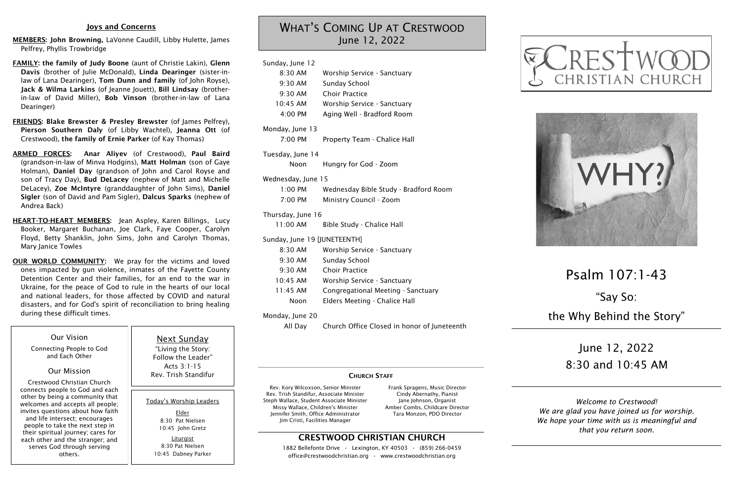## Joys and Concerns

**MEMBERS:** **John Browning,** LaVonne Caudill, Libby Hulette, James Pelfrey, Phyllis Trowbridge

**FAMILY:** **the family of Judy Boone** (aunt of Christie Lakin), **Glenn Davis** (brother of Julie McDonald), **Linda Dearinger** (sister-in-law of Lana Dearinger), **Tom Dunn and family** (of John Royse), **Jack & Wilma Larkins** (of Jeanne Jouett), **Bill Lindsay** (brother-in-law of David Miller), **Bob Vinson** (brother-in-law of Lana Dearinger)

**FRIENDS:** **Blake Brewster & Presley Brewster** (of James Pelfrey), **Pierson Southern Daly** (of Libby Wachtel), **Jeanna Ott** (of Crestwood), **the family of Ernie Parker** (of Kay Thomas)

**ARMED FORCES:** **Anar Aliyev** (of Crestwood), **Paul Baird** (grandson-in-law of Minva Hodgins), **Matt Holman** (son of Gaye Holman), **Daniel Day** (grandson of John and Carol Royse and son of Tracy Day), **Bud DeLacey** (nephew of Matt and Michelle DeLacey), **Zoe McIntyre** (granddaughter of John Sims), **Daniel Sigler** (son of David and Pam Sigler), **Dalcus Sparks** (nephew of Andrea Back)

**HEART-TO-HEART MEMBERS:** Jean Aspley, Karen Billings, Lucy Booker, Margaret Buchanan, Joe Clark, Faye Cooper, Carolyn Floyd, Betty Shanklin, John Sims, John and Carolyn Thomas, Mary Janice Towles

**OUR WORLD COMMUNITY:** We pray for the victims and loved ones impacted by gun violence, inmates of the Fayette County Detention Center and their families, for an end to the war in Ukraine, for the peace of God to rule in the hearts of our local and national leaders, for those affected by COVID and natural disasters, and for God's spirit of reconciliation to bring healing during these difficult times.

### Our Vision

Connecting People to God and Each Other

### Our Mission

Crestwood Christian Church connects people to God and each other by being a community that welcomes and accepts all people; invites questions about how faith and life intersect; encourages people to take the next step in their spiritual journey; cares for each other and the stranger; and serves God through serving others.

### Next Sunday

"Living the Story: Follow the Leader"
Acts 3:1-15
Rev. Trish Standifur

### Today's Worship Leaders

Elder
8:30 Pat Nielsen
10:45 John Gretz

Liturgist
8:30 Pat Nielsen
10:45 Dabney Parker

# WHAT'S COMING UP AT CRESTWOOD
## June 12, 2022

**Sunday, June 12**
- 8:30 AM — Worship Service - Sanctuary
- 9:30 AM — Sunday School
- 9:30 AM — Choir Practice
- 10:45 AM — Worship Service - Sanctuary
- 4:00 PM — Aging Well - Bradford Room

**Monday, June 13**
- 7:00 PM — Property Team - Chalice Hall

**Tuesday, June 14**
- Noon — Hungry for God - Zoom

**Wednesday, June 15**
- 1:00 PM — Wednesday Bible Study - Bradford Room
- 7:00 PM — Ministry Council - Zoom

**Thursday, June 16**
- 11:00 AM — Bible Study - Chalice Hall

**Sunday, June 19 [JUNETEENTH]**
- 8:30 AM — Worship Service - Sanctuary
- 9:30 AM — Sunday School
- 9:30 AM — Choir Practice
- 10:45 AM — Worship Service - Sanctuary
- 11:45 AM — Congregational Meeting - Sanctuary
- Noon — Elders Meeting - Chalice Hall

**Monday, June 20**
- All Day — Church Office Closed in honor of Juneteenth

### CHURCH STAFF

Rev. Kory Wilcoxson, Senior Minister
Rev. Trish Standifur, Associate Minister
Steph Wallace, Student Associate Minister
Missy Wallace, Children's Minister
Jennifer Smith, Office Administrator
Jim Cristi, Facilities Manager

Frank Spragens, Music Director
Cindy Abernathy, Pianist
Jane Johnson, Organist
Amber Combs, Childcare Director
Tara Monzon, PDO Director

### CRESTWOOD CHRISTIAN CHURCH

1882 Bellefonte Drive · Lexington, KY 40503 · (859) 266-0459
office@crestwoodchristian.org · www.crestwoodchristian.org

# CRESTWOOD CHRISTIAN CHURCH

WHY?

# Psalm 107:1-43

## "Say So: the Why Behind the Story"

## June 12, 2022
## 8:30 and 10:45 AM

*Welcome to Crestwood!*
*We are glad you have joined us for worship.*
*We hope your time with us is meaningful and that you return soon.*